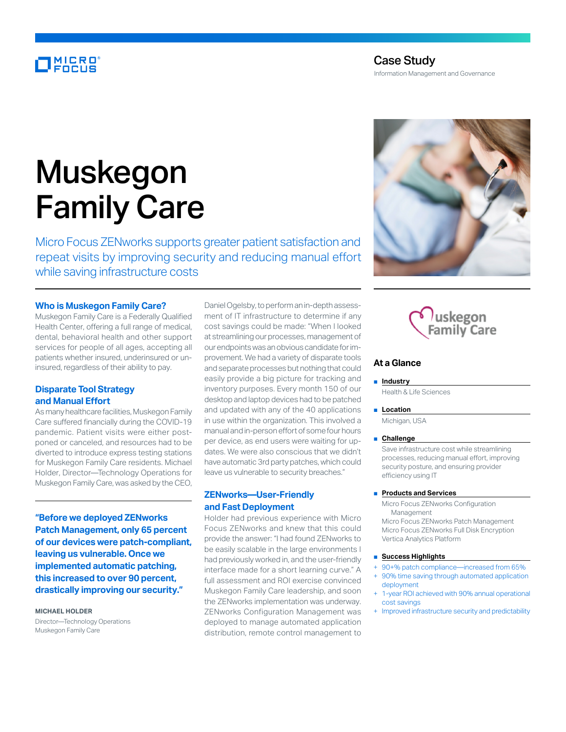Case Study

Information Management and Governance

# Muskegon Family Care

Micro Focus ZENworks supports greater patient satisfaction and repeat visits by improving security and reducing manual effort while saving infrastructure costs

## Who is Muskegon Family Care?

Muskegon Family Care is a Federally Qualified Health Center, offering a full range of medical, dental, behavioral health and other support services for people of all ages, accepting all patients whether insured, underinsured or uninsured, regardless of their ability to pay.

## Disparate Tool Strategy and Manual Effort

As many healthcare facilities, Muskegon Family Care suffered financially during the COVID-19 pandemic. Patient visits were either postponed or canceled, and resources had to be diverted to introduce express testing stations for Muskegon Family Care residents. Michael Holder, Director—Technology Operations for Muskegon Family Care, was asked by the CEO, Daniel Ogelsby, to perform an in-depth assessment of IT infrastructure to determine if any cost savings could be made: "When I looked at streamlining our processes, management of our endpoints was an obvious candidate for improvement. We had a variety of disparate tools and separate processes but nothing that could easily provide a big picture for tracking and inventory purposes. Every month 150 of our desktop and laptop devices had to be patched and updated with any of the 40 applications in use within the organization. This involved a manual and in-person effort of some four hours per device, as end users were waiting for updates. We were also conscious that we didn't have automatic 3rd party patches, which could leave us vulnerable to security breaches."

> **"Before we deployed ZENworks Patch Management, only 65 percent of our devices were patch-compliant, leaving us vulnerable. Once we implemented automatic patching, this increased to over 90 percent, drastically improving our security."**
>
> **MICHAEL HOLDER**
> Director—Technology Operations
> Muskegon Family Care

## ZENworks—User-Friendly and Fast Deployment

Holder had previous experience with Micro Focus ZENworks and knew that this could provide the answer: "I had found ZENworks to be easily scalable in the large environments I had previously worked in, and the user-friendly interface made for a short learning curve." A full assessment and ROI exercise convinced Muskegon Family Care leadership, and soon the ZENworks implementation was underway. ZENworks Configuration Management was deployed to manage automated application distribution, remote control management to

### At a Glance

- **Industry**
  Health & Life Sciences
- **Location**
  Michigan, USA
- **Challenge**
  Save infrastructure cost while streamlining processes, reducing manual effort, improving security posture, and ensuring provider efficiency using IT
- **Products and Services**
  Micro Focus ZENworks Configuration Management
  Micro Focus ZENworks Patch Management
  Micro Focus ZENworks Full Disk Encryption
  Vertica Analytics Platform
- **Success Highlights**
  + 90+% patch compliance—increased from 65%
  + 90% time saving through automated application deployment
  + 1-year ROI achieved with 90% annual operational cost savings
  + Improved infrastructure security and predictability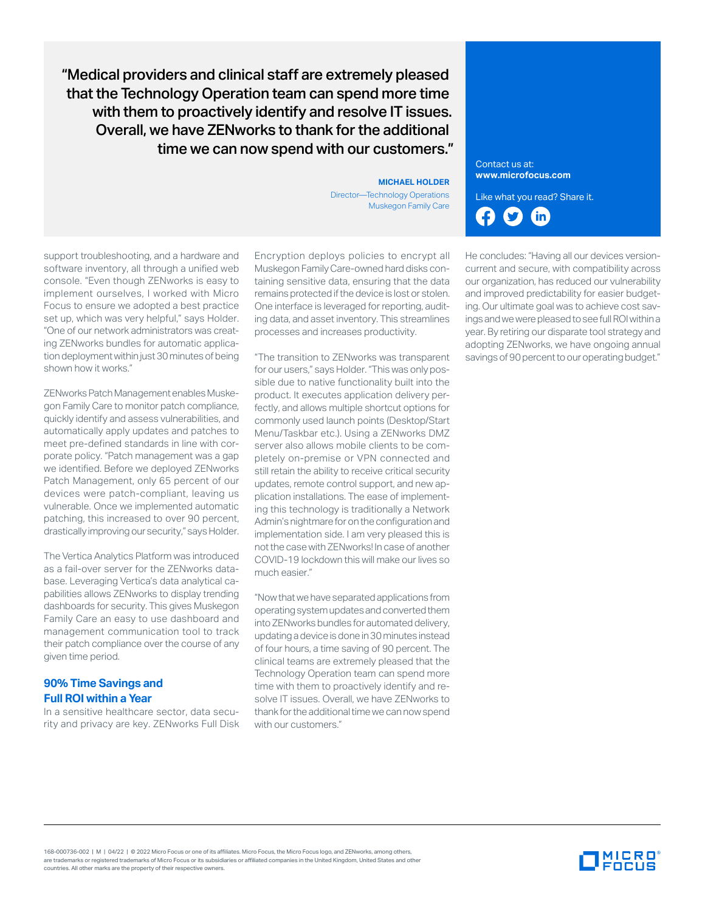> "Medical providers and clinical staff are extremely pleased that the Technology Operation team can spend more time with them to proactively identify and resolve IT issues. Overall, we have ZENworks to thank for the additional time we can now spend with our customers."
>
> **MICHAEL HOLDER**
> Director—Technology Operations
> Muskegon Family Care

Contact us at:
**www.microfocus.com**

Like what you read? Share it.

support troubleshooting, and a hardware and software inventory, all through a unified web console. "Even though ZENworks is easy to implement ourselves, I worked with Micro Focus to ensure we adopted a best practice set up, which was very helpful," says Holder. "One of our network administrators was creating ZENworks bundles for automatic application deployment within just 30 minutes of being shown how it works."

ZENworks Patch Management enables Muskegon Family Care to monitor patch compliance, quickly identify and assess vulnerabilities, and automatically apply updates and patches to meet pre-defined standards in line with corporate policy. "Patch management was a gap we identified. Before we deployed ZENworks Patch Management, only 65 percent of our devices were patch-compliant, leaving us vulnerable. Once we implemented automatic patching, this increased to over 90 percent, drastically improving our security," says Holder.

The Vertica Analytics Platform was introduced as a fail-over server for the ZENworks database. Leveraging Vertica's data analytical capabilities allows ZENworks to display trending dashboards for security. This gives Muskegon Family Care an easy to use dashboard and management communication tool to track their patch compliance over the course of any given time period.

## 90% Time Savings and Full ROI within a Year

In a sensitive healthcare sector, data security and privacy are key. ZENworks Full Disk Encryption deploys policies to encrypt all Muskegon Family Care-owned hard disks containing sensitive data, ensuring that the data remains protected if the device is lost or stolen. One interface is leveraged for reporting, auditing data, and asset inventory. This streamlines processes and increases productivity.

"The transition to ZENworks was transparent for our users," says Holder. "This was only possible due to native functionality built into the product. It executes application delivery perfectly, and allows multiple shortcut options for commonly used launch points (Desktop/Start Menu/Taskbar etc.). Using a ZENworks DMZ server also allows mobile clients to be completely on-premise or VPN connected and still retain the ability to receive critical security updates, remote control support, and new application installations. The ease of implementing this technology is traditionally a Network Admin's nightmare for on the configuration and implementation side. I am very pleased this is not the case with ZENworks! In case of another COVID-19 lockdown this will make our lives so much easier."

"Now that we have separated applications from operating system updates and converted them into ZENworks bundles for automated delivery, updating a device is done in 30 minutes instead of four hours, a time saving of 90 percent. The clinical teams are extremely pleased that the Technology Operation team can spend more time with them to proactively identify and resolve IT issues. Overall, we have ZENworks to thank for the additional time we can now spend with our customers."

He concludes: "Having all our devices version-current and secure, with compatibility across our organization, has reduced our vulnerability and improved predictability for easier budgeting. Our ultimate goal was to achieve cost savings and we were pleased to see full ROI within a year. By retiring our disparate tool strategy and adopting ZENworks, we have ongoing annual savings of 90 percent to our operating budget."

168-000736-002 | M | 04/22 | © 2022 Micro Focus or one of its affiliates. Micro Focus, the Micro Focus logo, and ZENworks, among others, are trademarks or registered trademarks of Micro Focus or its subsidiaries or affiliated companies in the United Kingdom, United States and other countries. All other marks are the property of their respective owners.